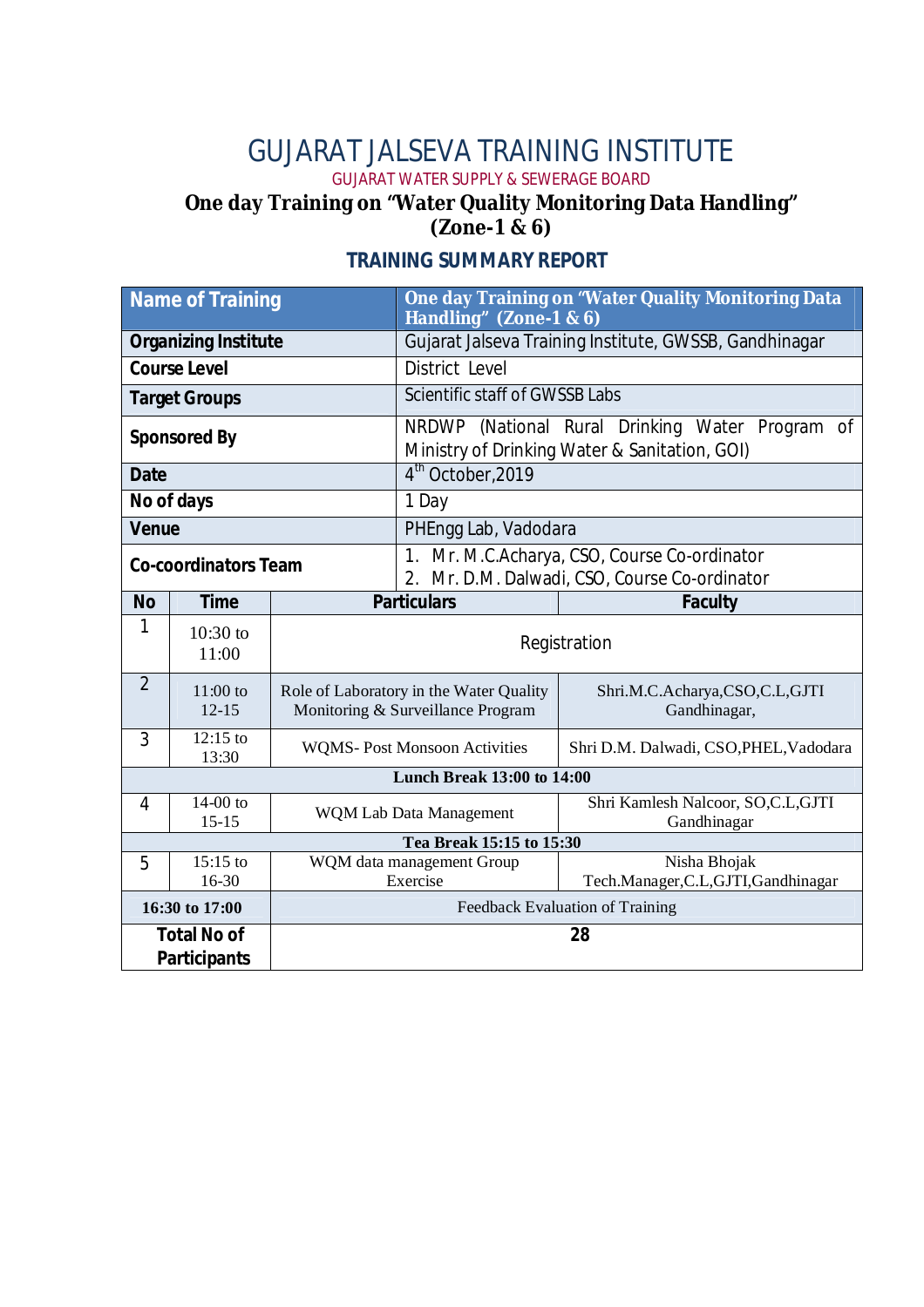# GUJARAT JALSEVA TRAINING INSTITUTE

GUJARAT WATER SUPPLY & SEWERAGE BOARD

## One day Training on "Water Quality Monitoring Data Handling" (Zone-1 & 6)

### TRAINING SUMMARY REPORT

| **Name of Training** | **One day Training on "Water Quality Monitoring Data Handling" (Zone-1 & 6)** |
|---|---|
| **Organizing Institute** | Gujarat Jalseva Training Institute, GWSSB, Gandhinagar |
| **Course Level** | District Level |
| **Target Groups** | Scientific staff of GWSSB Labs |
| **Sponsored By** | NRDWP (National Rural Drinking Water Program of Ministry of Drinking Water & Sanitation, GOI) |
| **Date** | 4th October,2019 |
| **No of days** | 1 Day |
| **Venue** | PHEngg Lab, Vadodara |
| **Co-coordinators Team** | 1. Mr. M.C.Acharya, CSO, Course Co-ordinator<br>2. Mr. D.M. Dalwadi, CSO, Course Co-ordinator |

| **No** | **Time** | **Particulars** | **Faculty** |
|---|---|---|---|
| 1 | 10:30 to 11:00 | Registration | |
| 2 | 11:00 to 12-15 | Role of Laboratory in the Water Quality Monitoring & Surveillance Program | Shri.M.C.Acharya,CSO,C.L,GJTI Gandhinagar, |
| 3 | 12:15 to 13:30 | WQMS- Post Monsoon Activities | Shri D.M. Dalwadi, CSO,PHEL,Vadodara |
| | | **Lunch Break 13:00 to 14:00** | |
| 4 | 14-00 to 15-15 | WQM Lab Data Management | Shri Kamlesh Nalcoor, SO,C.L,GJTI Gandhinagar |
| | | **Tea Break 15:15 to 15:30** | |
| 5 | 15:15 to 16-30 | WQM data management Group Exercise | Nisha Bhojak Tech.Manager,C.L,GJTI,Gandhinagar |
| **16:30 to 17:00** | | Feedback Evaluation of Training | |
| **Total No of Participants** | | **28** | |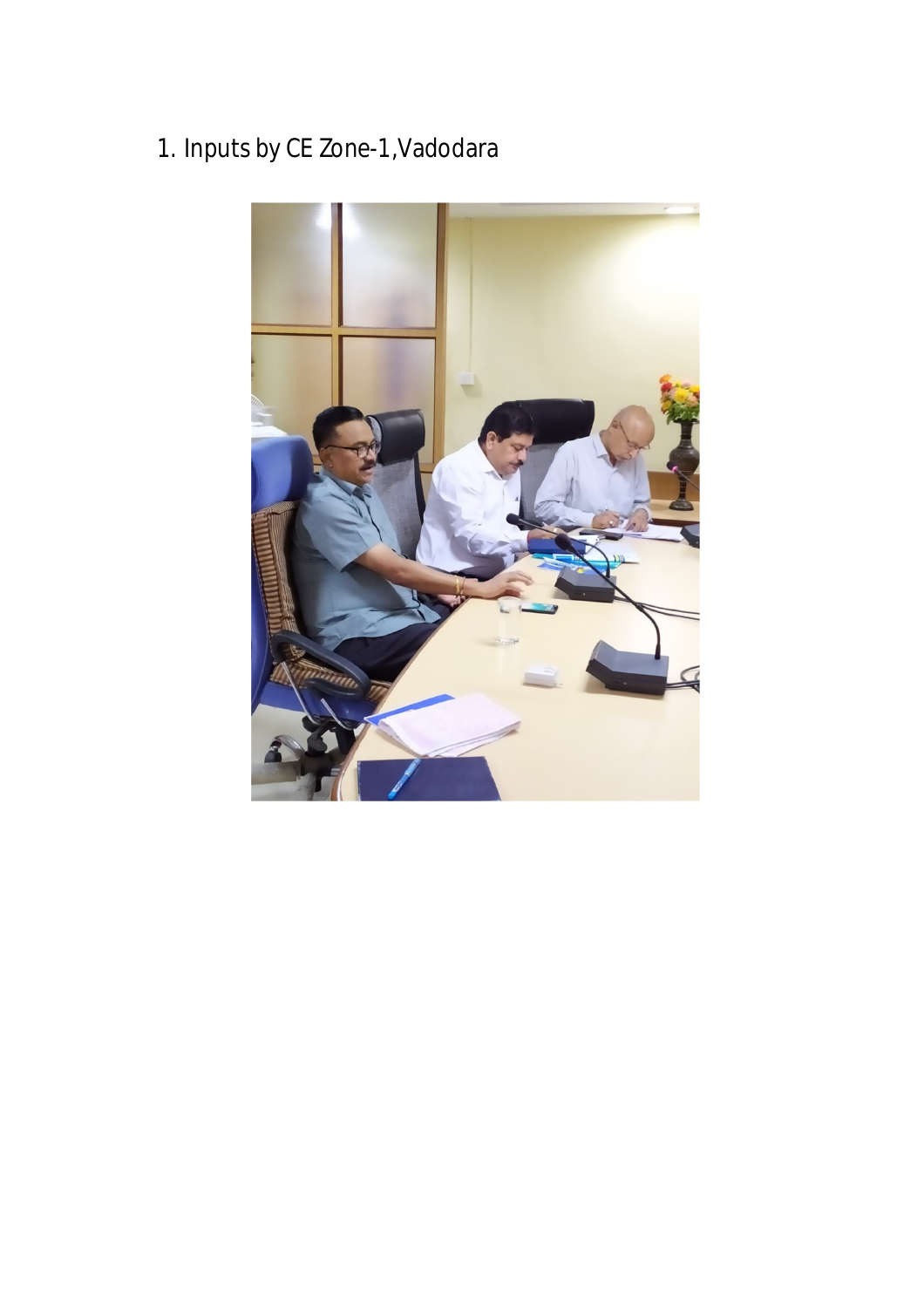1. Inputs by CE Zone-1,Vadodara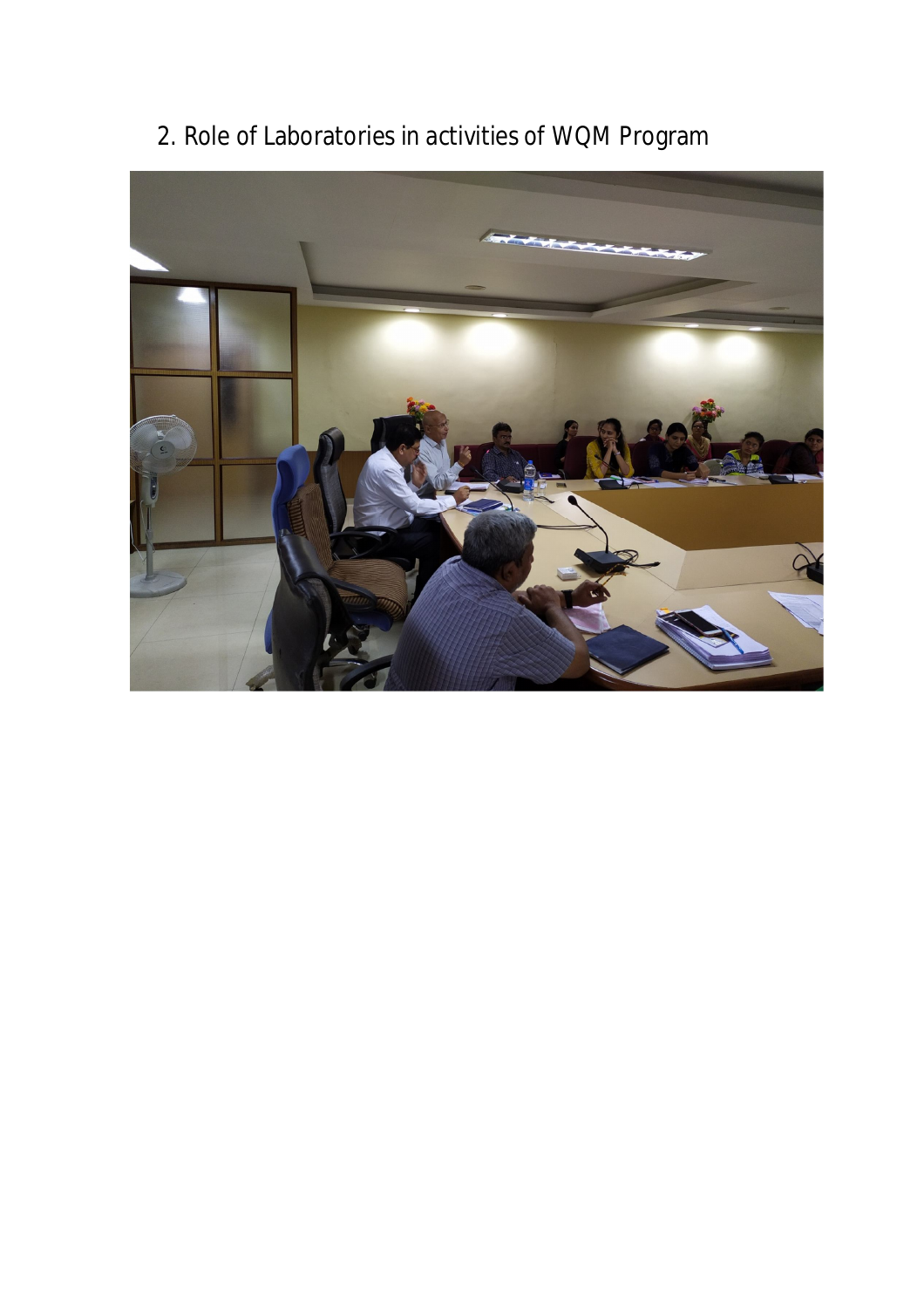2. Role of Laboratories in activities of WQM Program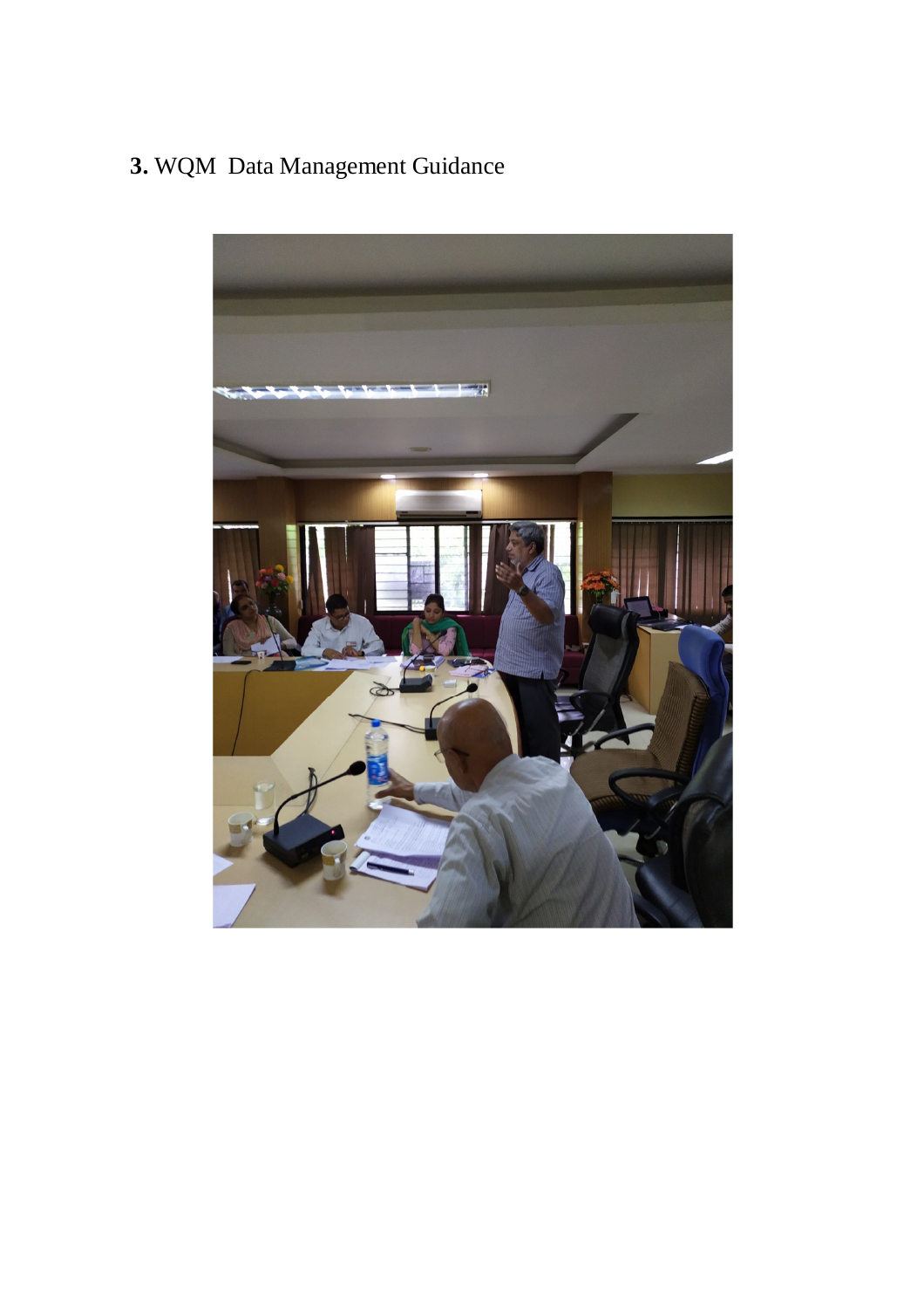**3.** WQM Data Management Guidance